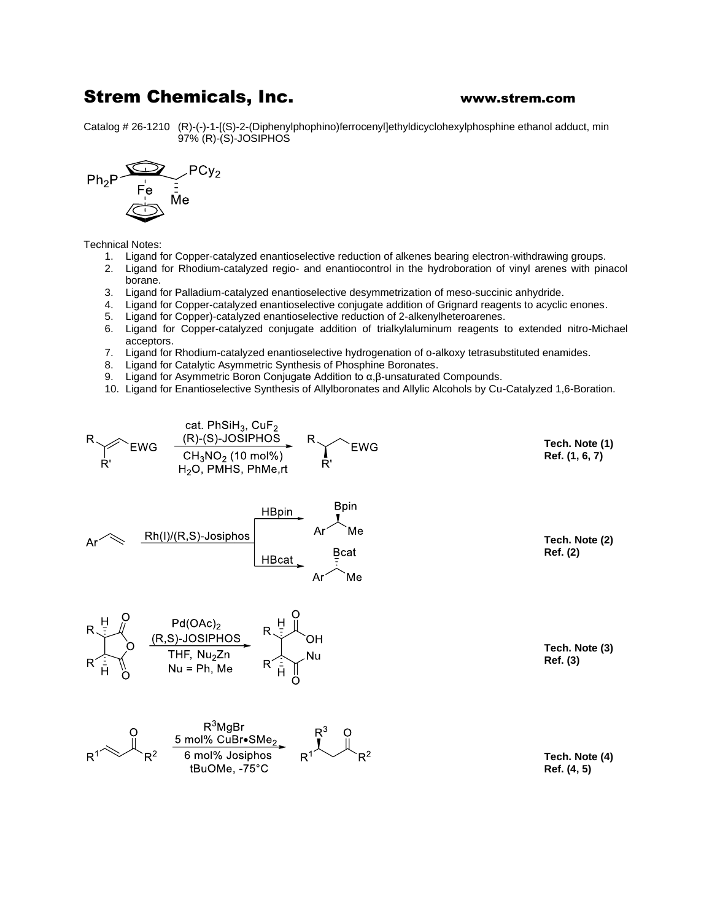# Strem Chemicals, Inc.

**www.strem.com**

Catalog # 26-1210 (R)-(-)-1-[(S)-2-(Diphenylphophino)ferrocenyl]ethyldicyclohexylphosphine ethanol adduct, min 97% (R)-(S)-JOSIPHOS

Technical Notes:

1. Ligand for Copper-catalyzed enantioselective reduction of alkenes bearing electron-withdrawing groups.
2. Ligand for Rhodium-catalyzed regio- and enantiocontrol in the hydroboration of vinyl arenes with pinacol borane.
3. Ligand for Palladium-catalyzed enantioselective desymmetrization of meso-succinic anhydride.
4. Ligand for Copper-catalyzed enantioselective conjugate addition of Grignard reagents to acyclic enones.
5. Ligand for Copper)-catalyzed enantioselective reduction of 2-alkenylheteroarenes.
6. Ligand for Copper-catalyzed conjugate addition of trialkylaluminum reagents to extended nitro-Michael acceptors.
7. Ligand for Rhodium-catalyzed enantioselective hydrogenation of o-alkoxy tetrasubstituted enamides.
8. Ligand for Catalytic Asymmetric Synthesis of Phosphine Boronates.
9. Ligand for Asymmetric Boron Conjugate Addition to α,β-unsaturated Compounds.
10. Ligand for Enantioselective Synthesis of Allylboronates and Allylic Alcohols by Cu-Catalyzed 1,6-Boration.

cat. $PhSiH_3$, $CuF_2$, (R)-(S)-JOSIPHOS, $CH_3NO_2$ (10 mol%), $H_2O$, PMHS, PhMe, rt

**Tech. Note (1)**
**Ref. (1, 6, 7)**

Rh(I)/(R,S)-Josiphos; HBpin; HBcat

**Tech. Note (2)**
**Ref. (2)**

$Pd(OAc)_2$, (R,S)-JOSIPHOS, THF, $Nu_2Zn$, Nu = Ph, Me

**Tech. Note (3)**
**Ref. (3)**

$R^3MgBr$, 5 mol% CuBr•$SMe_2$, 6 mol% Josiphos, tBuOMe, -75°C

**Tech. Note (4)**
**Ref. (4, 5)**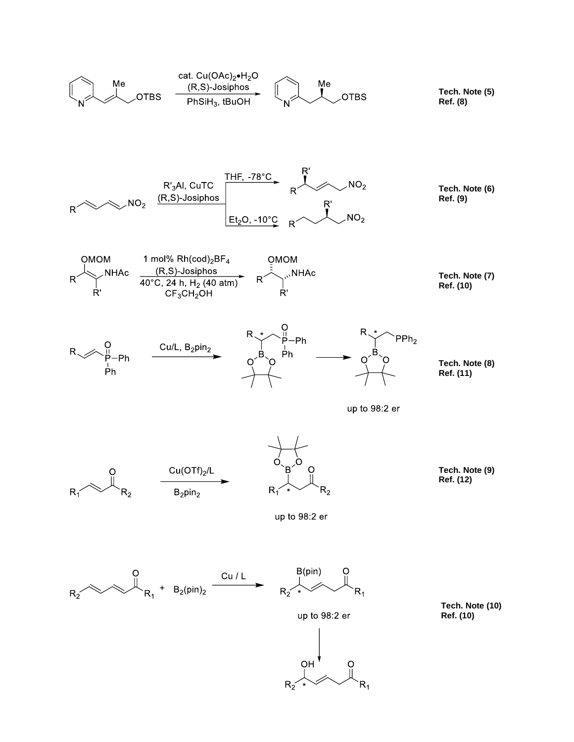cat. $Cu(OAc)_2{\bullet}H_2O$
(R,S)-Josiphos
$PhSiH_3$, tBuOH

**Tech. Note (5)**
**Ref. (8)**

$R'_3Al$, CuTC
(R,S)-Josiphos

THF, -78°C

$Et_2O$, -10°C

**Tech. Note (6)**
**Ref. (9)**

1 mol% $Rh(cod)_2BF_4$
(R,S)-Josiphos
40°C, 24 h, $H_2$ (40 atm)
$CF_3CH_2OH$

**Tech. Note (7)**
**Ref. (10)**

Cu/L, $B_2pin_2$

up to 98:2 er

**Tech. Note (8)**
**Ref. (11)**

$Cu(OTf)_2$/L
$B_2pin_2$

up to 98:2 er

**Tech. Note (9)**
**Ref. (12)**

Cu / L

up to 98:2 er

**Tech. Note (10)**
**Ref. (10)**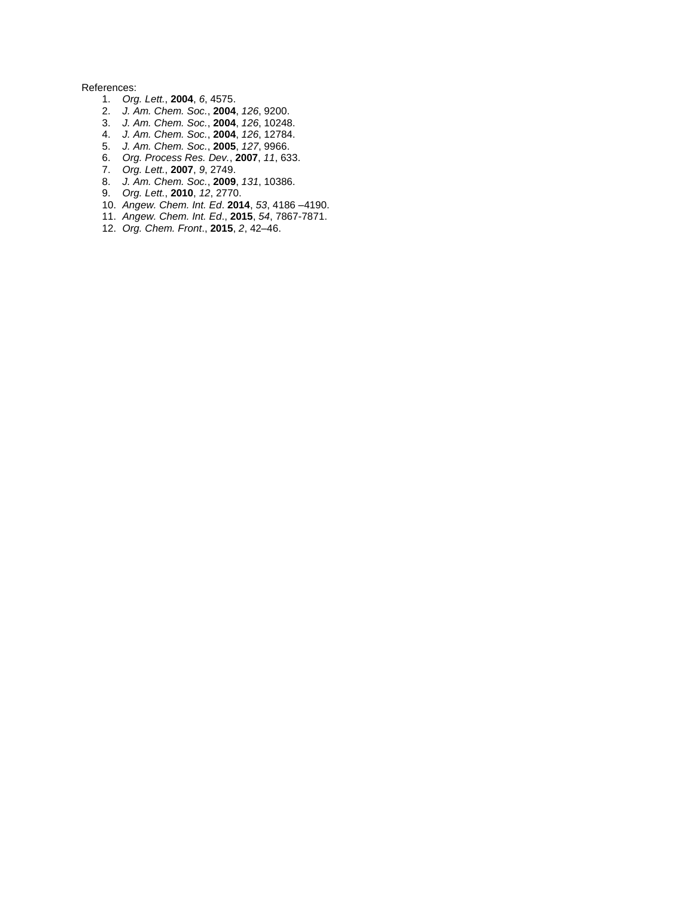References:

1. *Org. Lett.*, **2004**, *6*, 4575.
2. *J. Am. Chem. Soc.*, **2004**, *126*, 9200.
3. *J. Am. Chem. Soc.*, **2004**, *126*, 10248.
4. *J. Am. Chem. Soc.*, **2004**, *126*, 12784.
5. *J. Am. Chem. Soc.*, **2005**, *127*, 9966.
6. *Org. Process Res. Dev.*, **2007**, *11*, 633.
7. *Org. Lett.*, **2007**, *9*, 2749.
8. *J. Am. Chem. Soc.*, **2009**, *131*, 10386.
9. *Org. Lett.*, **2010**, *12*, 2770.
10. *Angew. Chem. Int. Ed*. **2014**, *53*, 4186 –4190.
11. *Angew. Chem. Int. Ed*., **2015**, *54*, 7867-7871.
12. *Org. Chem. Front*., **2015**, *2*, 42–46.